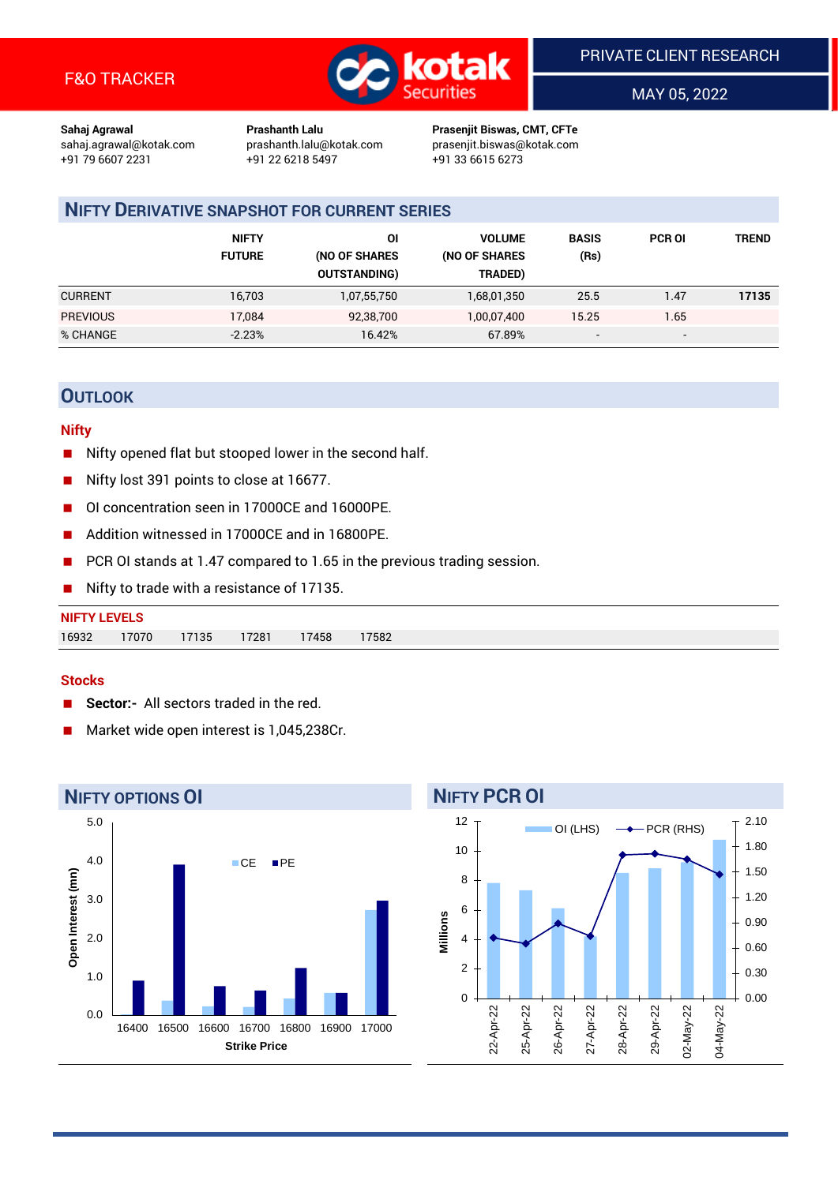F&O TRACKER

PRIVATE CLIENT RESEARCH

MAY 05, 2022

**Sahaj Agrawal**
sahaj.agrawal@kotak.com
+91 79 6607 2231

**Prashanth Lalu**
prashanth.lalu@kotak.com
+91 22 6218 5497

**Prasenjit Biswas, CMT, CFTe**
prasenjit.biswas@kotak.com
+91 33 6615 6273

## NIFTY DERIVATIVE SNAPSHOT FOR CURRENT SERIES

| | NIFTY FUTURE | OI (NO OF SHARES OUTSTANDING) | VOLUME (NO OF SHARES TRADED) | BASIS (Rs) | PCR OI | TREND |
|---|---|---|---|---|---|---|
| CURRENT | 16,703 | 1,07,55,750 | 1,68,01,350 | 25.5 | 1.47 | **17135** |
| PREVIOUS | 17,084 | 92,38,700 | 1,00,07,400 | 15.25 | 1.65 | |
| % CHANGE | -2.23% | 16.42% | 67.89% | - | - | |

## OUTLOOK

### Nifty

- Nifty opened flat but stooped lower in the second half.
- Nifty lost 391 points to close at 16677.
- OI concentration seen in 17000CE and 16000PE.
- Addition witnessed in 17000CE and in 16800PE.
- PCR OI stands at 1.47 compared to 1.65 in the previous trading session.
- Nifty to trade with a resistance of 17135.

**NIFTY LEVELS**

| 16932 | 17070 | 17135 | 17281 | 17458 | 17582 |
|---|---|---|---|---|---|

### Stocks

- **Sector:-** All sectors traded in the red.
- Market wide open interest is 1,045,238Cr.

## NIFTY OPTIONS OI

Open Interest (mn) by Strike Price:

| Strike Price | CE | PE |
|---|---|---|
| 16400 | 0.0 | 0.9 |
| 16500 | 0.4 | 3.9 |
| 16600 | 0.2 | 0.8 |
| 16700 | 0.2 | 0.6 |
| 16800 | 0.4 | 1.2 |
| 16900 | 0.6 | 0.6 |
| 17000 | 2.7 | 3.0 |

## NIFTY PCR OI

| Date | OI (LHS, Millions) | PCR (RHS) |
|---|---|---|
| 22-Apr-22 | 7.8 | 0.71 |
| 25-Apr-22 | 7.3 | 0.64 |
| 26-Apr-22 | 6.1 | 0.90 |
| 27-Apr-22 | 4.2 | 0.74 |
| 28-Apr-22 | 8.5 | 1.70 |
| 29-Apr-22 | 8.8 | 1.71 |
| 02-May-22 | 9.2 | 1.65 |
| 04-May-22 | 10.8 | 1.47 |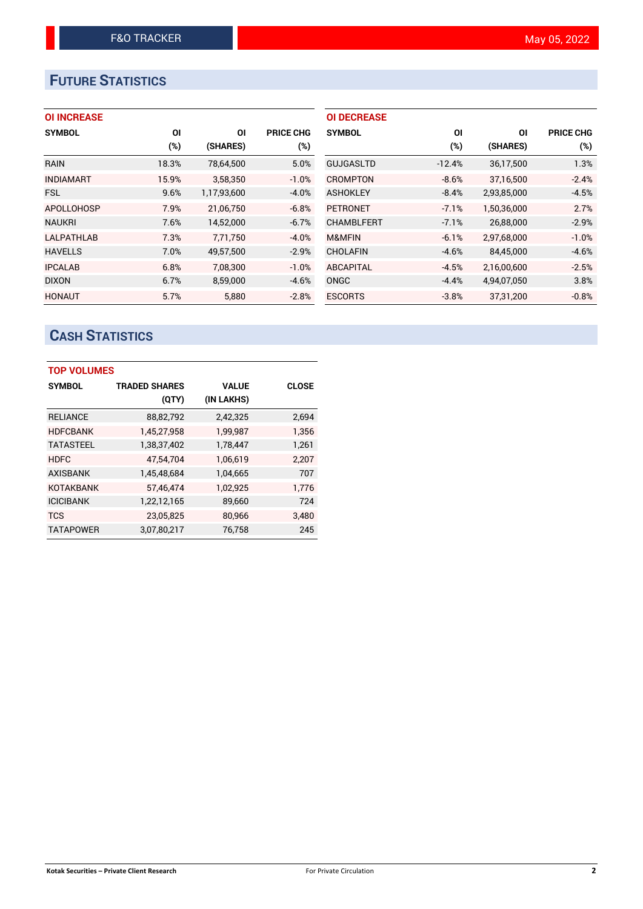# FUTURE STATISTICS

### OI INCREASE

| SYMBOL | OI (%) | OI (SHARES) | PRICE CHG (%) |
|---|---|---|---|
| RAIN | 18.3% | 78,64,500 | 5.0% |
| INDIAMART | 15.9% | 3,58,350 | -1.0% |
| FSL | 9.6% | 1,17,93,600 | -4.0% |
| APOLLOHOSP | 7.9% | 21,06,750 | -6.8% |
| NAUKRI | 7.6% | 14,52,000 | -6.7% |
| LALPATHLAB | 7.3% | 7,71,750 | -4.0% |
| HAVELLS | 7.0% | 49,57,500 | -2.9% |
| IPCALAB | 6.8% | 7,08,300 | -1.0% |
| DIXON | 6.7% | 8,59,000 | -4.6% |
| HONAUT | 5.7% | 5,880 | -2.8% |

### OI DECREASE

| SYMBOL | OI (%) | OI (SHARES) | PRICE CHG (%) |
|---|---|---|---|
| GUJGASLTD | -12.4% | 36,17,500 | 1.3% |
| CROMPTON | -8.6% | 37,16,500 | -2.4% |
| ASHOKLEY | -8.4% | 2,93,85,000 | -4.5% |
| PETRONET | -7.1% | 1,50,36,000 | 2.7% |
| CHAMBLFERT | -7.1% | 26,88,000 | -2.9% |
| M&MFIN | -6.1% | 2,97,68,000 | -1.0% |
| CHOLAFIN | -4.6% | 84,45,000 | -4.6% |
| ABCAPITAL | -4.5% | 2,16,00,600 | -2.5% |
| ONGC | -4.4% | 4,94,07,050 | 3.8% |
| ESCORTS | -3.8% | 37,31,200 | -0.8% |

# CASH STATISTICS

### TOP VOLUMES

| SYMBOL | TRADED SHARES (QTY) | VALUE (IN LAKHS) | CLOSE |
|---|---|---|---|
| RELIANCE | 88,82,792 | 2,42,325 | 2,694 |
| HDFCBANK | 1,45,27,958 | 1,99,987 | 1,356 |
| TATASTEEL | 1,38,37,402 | 1,78,447 | 1,261 |
| HDFC | 47,54,704 | 1,06,619 | 2,207 |
| AXISBANK | 1,45,48,684 | 1,04,665 | 707 |
| KOTAKBANK | 57,46,474 | 1,02,925 | 1,776 |
| ICICIBANK | 1,22,12,165 | 89,660 | 724 |
| TCS | 23,05,825 | 80,966 | 3,480 |
| TATAPOWER | 3,07,80,217 | 76,758 | 245 |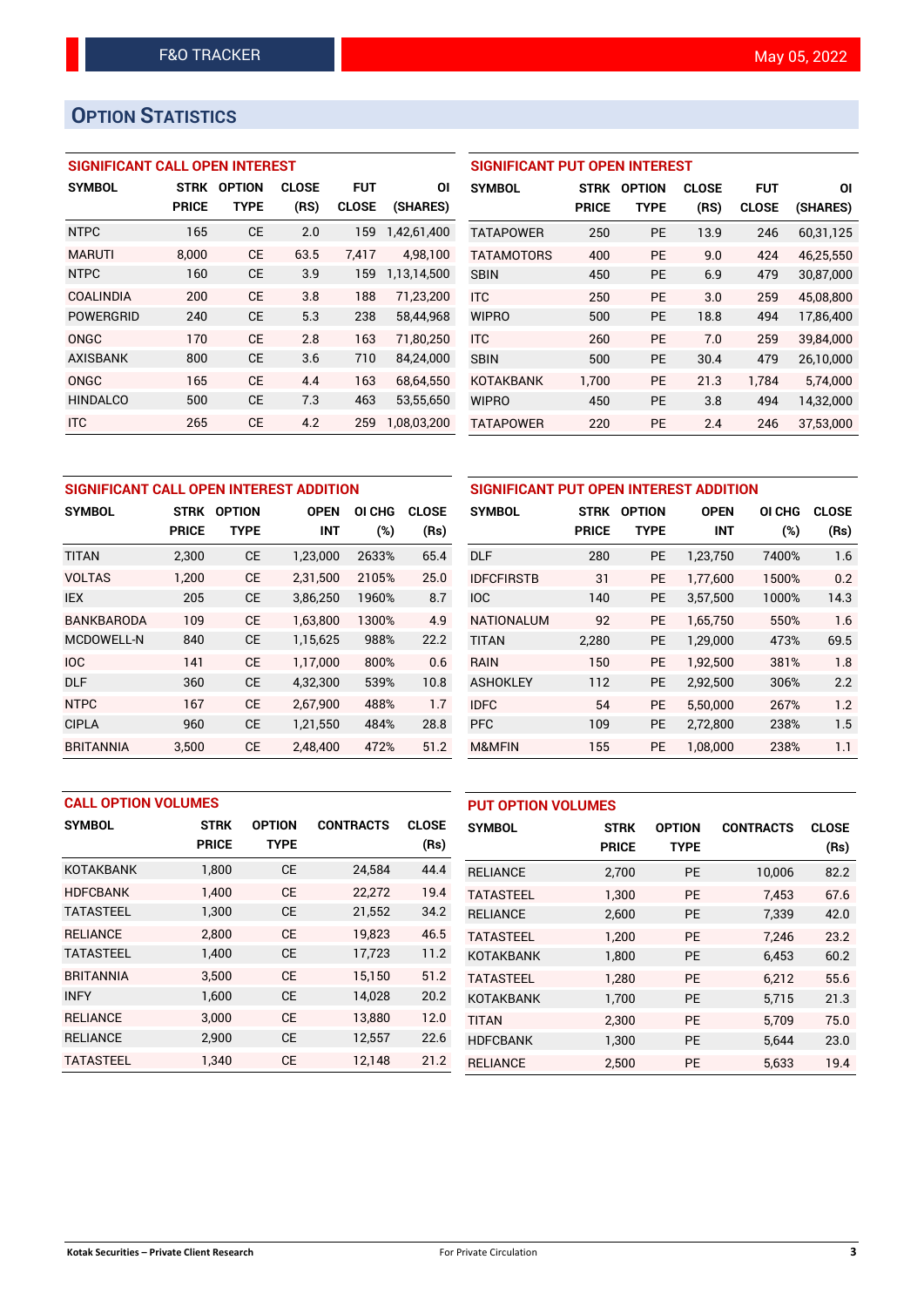## OPTION STATISTICS

### SIGNIFICANT CALL OPEN INTEREST

| SYMBOL | STRK PRICE | OPTION TYPE | CLOSE (RS) | FUT CLOSE | OI (SHARES) |
|---|---|---|---|---|---|
| NTPC | 165 | CE | 2.0 | 159 | 1,42,61,400 |
| MARUTI | 8,000 | CE | 63.5 | 7,417 | 4,98,100 |
| NTPC | 160 | CE | 3.9 | 159 | 1,13,14,500 |
| COALINDIA | 200 | CE | 3.8 | 188 | 71,23,200 |
| POWERGRID | 240 | CE | 5.3 | 238 | 58,44,968 |
| ONGC | 170 | CE | 2.8 | 163 | 71,80,250 |
| AXISBANK | 800 | CE | 3.6 | 710 | 84,24,000 |
| ONGC | 165 | CE | 4.4 | 163 | 68,64,550 |
| HINDALCO | 500 | CE | 7.3 | 463 | 53,55,650 |
| ITC | 265 | CE | 4.2 | 259 | 1,08,03,200 |

### SIGNIFICANT PUT OPEN INTEREST

| SYMBOL | STRK PRICE | OPTION TYPE | CLOSE (RS) | FUT CLOSE | OI (SHARES) |
|---|---|---|---|---|---|
| TATAPOWER | 250 | PE | 13.9 | 246 | 60,31,125 |
| TATAMOTORS | 400 | PE | 9.0 | 424 | 46,25,550 |
| SBIN | 450 | PE | 6.9 | 479 | 30,87,000 |
| ITC | 250 | PE | 3.0 | 259 | 45,08,800 |
| WIPRO | 500 | PE | 18.8 | 494 | 17,86,400 |
| ITC | 260 | PE | 7.0 | 259 | 39,84,000 |
| SBIN | 500 | PE | 30.4 | 479 | 26,10,000 |
| KOTAKBANK | 1,700 | PE | 21.3 | 1,784 | 5,74,000 |
| WIPRO | 450 | PE | 3.8 | 494 | 14,32,000 |
| TATAPOWER | 220 | PE | 2.4 | 246 | 37,53,000 |

### SIGNIFICANT CALL OPEN INTEREST ADDITION

| SYMBOL | STRK PRICE | OPTION TYPE | OPEN INT | OI CHG (%) | CLOSE (Rs) |
|---|---|---|---|---|---|
| TITAN | 2,300 | CE | 1,23,000 | 2633% | 65.4 |
| VOLTAS | 1,200 | CE | 2,31,500 | 2105% | 25.0 |
| IEX | 205 | CE | 3,86,250 | 1960% | 8.7 |
| BANKBARODA | 109 | CE | 1,63,800 | 1300% | 4.9 |
| MCDOWELL-N | 840 | CE | 1,15,625 | 988% | 22.2 |
| IOC | 141 | CE | 1,17,000 | 800% | 0.6 |
| DLF | 360 | CE | 4,32,300 | 539% | 10.8 |
| NTPC | 167 | CE | 2,67,900 | 488% | 1.7 |
| CIPLA | 960 | CE | 1,21,550 | 484% | 28.8 |
| BRITANNIA | 3,500 | CE | 2,48,400 | 472% | 51.2 |

### SIGNIFICANT PUT OPEN INTEREST ADDITION

| SYMBOL | STRK PRICE | OPTION TYPE | OPEN INT | OI CHG (%) | CLOSE (Rs) |
|---|---|---|---|---|---|
| DLF | 280 | PE | 1,23,750 | 7400% | 1.6 |
| IDFCFIRSTB | 31 | PE | 1,77,600 | 1500% | 0.2 |
| IOC | 140 | PE | 3,57,500 | 1000% | 14.3 |
| NATIONALUM | 92 | PE | 1,65,750 | 550% | 1.6 |
| TITAN | 2,280 | PE | 1,29,000 | 473% | 69.5 |
| RAIN | 150 | PE | 1,92,500 | 381% | 1.8 |
| ASHOKLEY | 112 | PE | 2,92,500 | 306% | 2.2 |
| IDFC | 54 | PE | 5,50,000 | 267% | 1.2 |
| PFC | 109 | PE | 2,72,800 | 238% | 1.5 |
| M&MFIN | 155 | PE | 1,08,000 | 238% | 1.1 |

### CALL OPTION VOLUMES

| SYMBOL | STRK PRICE | OPTION TYPE | CONTRACTS | CLOSE (Rs) |
|---|---|---|---|---|
| KOTAKBANK | 1,800 | CE | 24,584 | 44.4 |
| HDFCBANK | 1,400 | CE | 22,272 | 19.4 |
| TATASTEEL | 1,300 | CE | 21,552 | 34.2 |
| RELIANCE | 2,800 | CE | 19,823 | 46.5 |
| TATASTEEL | 1,400 | CE | 17,723 | 11.2 |
| BRITANNIA | 3,500 | CE | 15,150 | 51.2 |
| INFY | 1,600 | CE | 14,028 | 20.2 |
| RELIANCE | 3,000 | CE | 13,880 | 12.0 |
| RELIANCE | 2,900 | CE | 12,557 | 22.6 |
| TATASTEEL | 1,340 | CE | 12,148 | 21.2 |

### PUT OPTION VOLUMES

| SYMBOL | STRK PRICE | OPTION TYPE | CONTRACTS | CLOSE (Rs) |
|---|---|---|---|---|
| RELIANCE | 2,700 | PE | 10,006 | 82.2 |
| TATASTEEL | 1,300 | PE | 7,453 | 67.6 |
| RELIANCE | 2,600 | PE | 7,339 | 42.0 |
| TATASTEEL | 1,200 | PE | 7,246 | 23.2 |
| KOTAKBANK | 1,800 | PE | 6,453 | 60.2 |
| TATASTEEL | 1,280 | PE | 6,212 | 55.6 |
| KOTAKBANK | 1,700 | PE | 5,715 | 21.3 |
| TITAN | 2,300 | PE | 5,709 | 75.0 |
| HDFCBANK | 1,300 | PE | 5,644 | 23.0 |
| RELIANCE | 2,500 | PE | 5,633 | 19.4 |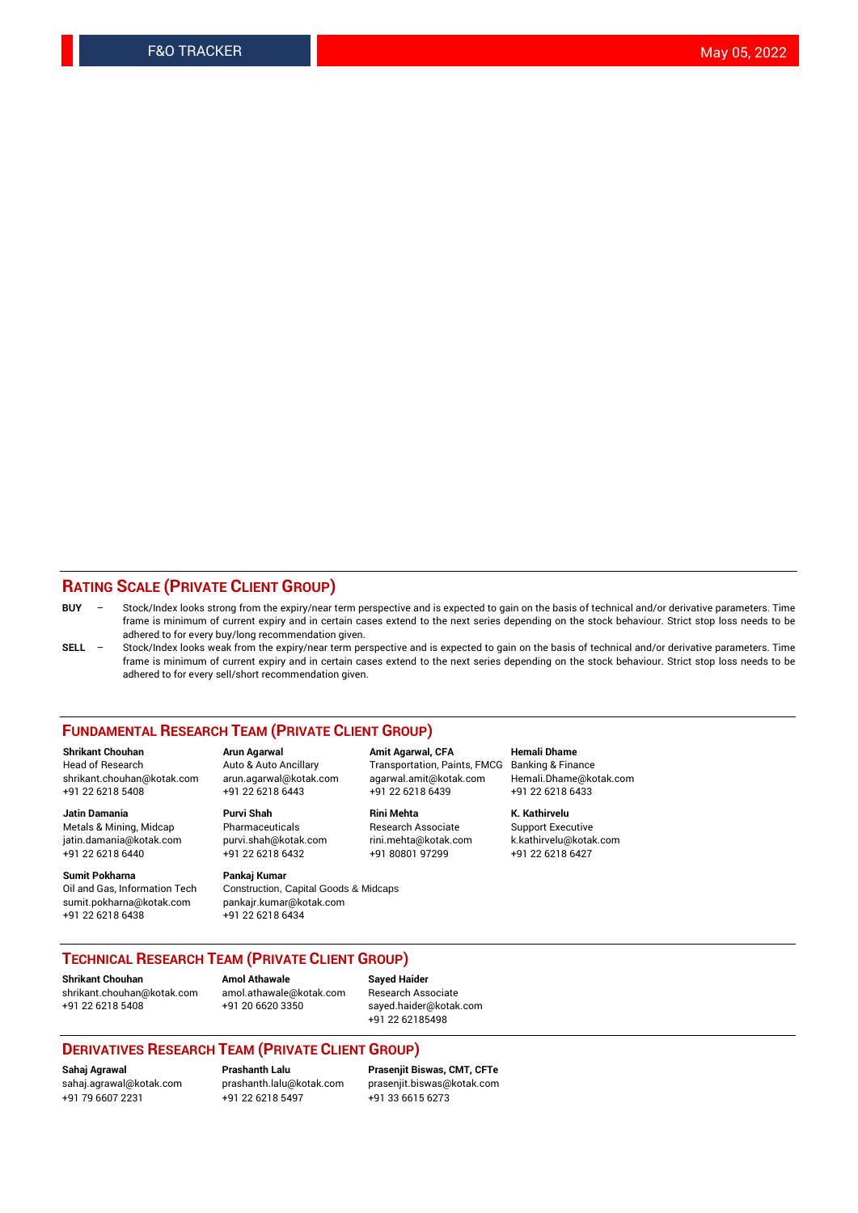## RATING SCALE (PRIVATE CLIENT GROUP)

**BUY** – Stock/Index looks strong from the expiry/near term perspective and is expected to gain on the basis of technical and/or derivative parameters. Time frame is minimum of current expiry and in certain cases extend to the next series depending on the stock behaviour. Strict stop loss needs to be adhered to for every buy/long recommendation given.

**SELL** – Stock/Index looks weak from the expiry/near term perspective and is expected to gain on the basis of technical and/or derivative parameters. Time frame is minimum of current expiry and in certain cases extend to the next series depending on the stock behaviour. Strict stop loss needs to be adhered to for every sell/short recommendation given.

## FUNDAMENTAL RESEARCH TEAM (PRIVATE CLIENT GROUP)

**Shrikant Chouhan**
Head of Research
shrikant.chouhan@kotak.com
+91 22 6218 5408

**Arun Agarwal**
Auto & Auto Ancillary
arun.agarwal@kotak.com
+91 22 6218 6443

**Amit Agarwal, CFA**
Transportation, Paints, FMCG
agarwal.amit@kotak.com
+91 22 6218 6439

**Hemali Dhame**
Banking & Finance
Hemali.Dhame@kotak.com
+91 22 6218 6433

**Jatin Damania**
Metals & Mining, Midcap
jatin.damania@kotak.com
+91 22 6218 6440

**Purvi Shah**
Pharmaceuticals
purvi.shah@kotak.com
+91 22 6218 6432

**Rini Mehta**
Research Associate
rini.mehta@kotak.com
+91 80801 97299

**K. Kathirvelu**
Support Executive
k.kathirvelu@kotak.com
+91 22 6218 6427

**Sumit Pokharna**
Oil and Gas, Information Tech
sumit.pokharna@kotak.com
+91 22 6218 6438

**Pankaj Kumar**
Construction, Capital Goods & Midcaps
pankajr.kumar@kotak.com
+91 22 6218 6434

## TECHNICAL RESEARCH TEAM (PRIVATE CLIENT GROUP)

**Shrikant Chouhan**
shrikant.chouhan@kotak.com
+91 22 6218 5408

**Amol Athawale**
amol.athawale@kotak.com
+91 20 6620 3350

**Sayed Haider**
Research Associate
sayed.haider@kotak.com
+91 22 62185498

## DERIVATIVES RESEARCH TEAM (PRIVATE CLIENT GROUP)

**Sahaj Agrawal**
sahaj.agrawal@kotak.com
+91 79 6607 2231

**Prashanth Lalu**
prashanth.lalu@kotak.com
+91 22 6218 5497

**Prasenjit Biswas, CMT, CFTe**
prasenjit.biswas@kotak.com
+91 33 6615 6273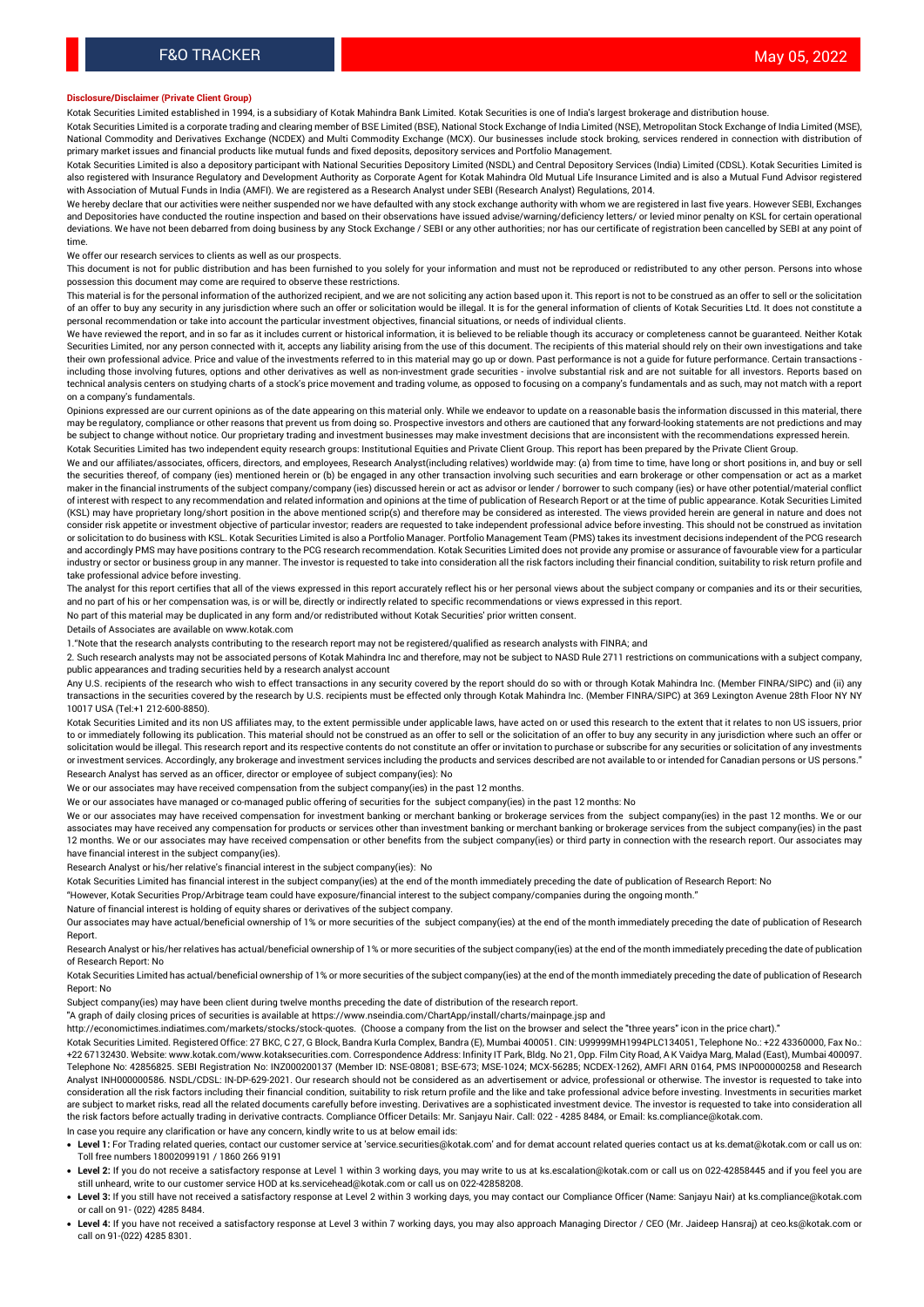**Disclosure/Disclaimer (Private Client Group)**

Kotak Securities Limited established in 1994, is a subsidiary of Kotak Mahindra Bank Limited. Kotak Securities is one of India's largest brokerage and distribution house.

Kotak Securities Limited is a corporate trading and clearing member of BSE Limited (BSE), National Stock Exchange of India Limited (NSE), Metropolitan Stock Exchange of India Limited (MSE), National Commodity and Derivatives Exchange (NCDEX) and Multi Commodity Exchange (MCX). Our businesses include stock broking, services rendered in connection with distribution of primary market issues and financial products like mutual funds and fixed deposits, depository services and Portfolio Management.

Kotak Securities Limited is also a depository participant with National Securities Depository Limited (NSDL) and Central Depository Services (India) Limited (CDSL). Kotak Securities Limited is also registered with Insurance Regulatory and Development Authority as Corporate Agent for Kotak Mahindra Old Mutual Life Insurance Limited and is also a Mutual Fund Advisor registered with Association of Mutual Funds in India (AMFI). We are registered as a Research Analyst under SEBI (Research Analyst) Regulations, 2014.

We hereby declare that our activities were neither suspended nor we have defaulted with any stock exchange authority with whom we are registered in last five years. However SEBI, Exchanges and Depositories have conducted the routine inspection and based on their observations have issued advise/warning/deficiency letters/ or levied minor penalty on KSL for certain operational deviations. We have not been debarred from doing business by any Stock Exchange / SEBI or any other authorities; nor has our certificate of registration been cancelled by SEBI at any point of time.

We offer our research services to clients as well as our prospects.

This document is not for public distribution and has been furnished to you solely for your information and must not be reproduced or redistributed to any other person. Persons into whose possession this document may come are required to observe these restrictions.

This material is for the personal information of the authorized recipient, and we are not soliciting any action based upon it. This report is not to be construed as an offer to sell or the solicitation of an offer to buy any security in any jurisdiction where such an offer or solicitation would be illegal. It is for the general information of clients of Kotak Securities Ltd. It does not constitute a personal recommendation or take into account the particular investment objectives, financial situations, or needs of individual clients.

We have reviewed the report, and in so far as it includes current or historical information, it is believed to be reliable though its accuracy or completeness cannot be guaranteed. Neither Kotak Securities Limited, nor any person connected with it, accepts any liability arising from the use of this document. The recipients of this material should rely on their own investigations and take their own professional advice. Price and value of the investments referred to in this material may go up or down. Past performance is not a guide for future performance. Certain transactions - including those involving futures, options and other derivatives as well as non-investment grade securities - involve substantial risk and are not suitable for all investors. Reports based on technical analysis centers on studying charts of a stock's price movement and trading volume, as opposed to focusing on a company's fundamentals and as such, may not match with a report on a company's fundamentals.

Opinions expressed are our current opinions as of the date appearing on this material only. While we endeavor to update on a reasonable basis the information discussed in this material, there may be regulatory, compliance or other reasons that prevent us from doing so. Prospective investors and others are cautioned that any forward-looking statements are not predictions and may be subject to change without notice. Our proprietary trading and investment businesses may make investment decisions that are inconsistent with the recommendations expressed herein.

Kotak Securities Limited has two independent equity research groups: Institutional Equities and Private Client Group. This report has been prepared by the Private Client Group.

We and our affiliates/associates, officers, directors, and employees, Research Analyst(including relatives) worldwide may: (a) from time to time, have long or short positions in, and buy or sell the securities thereof, of company (ies) mentioned herein or (b) be engaged in any other transaction involving such securities and earn brokerage or other compensation or act as a market maker in the financial instruments of the subject company/company (ies) discussed herein or act as advisor or lender / borrower to such company (ies) or have other potential/material conflict of interest with respect to any recommendation and related information and opinions at the time of publication of Research Report or at the time of public appearance. Kotak Securities Limited (KSL) may have proprietary long/short position in the above mentioned scrip(s) and therefore may be considered as interested. The views provided herein are general in nature and does not consider risk appetite or investment objective of particular investor; readers are requested to take independent professional advice before investing. This should not be construed as invitation or solicitation to do business with KSL. Kotak Securities Limited is also a Portfolio Manager. Portfolio Management Team (PMS) takes its investment decisions independent of the PCG research and accordingly PMS may have positions contrary to the PCG research recommendation. Kotak Securities Limited does not provide any promise or assurance of favourable view for a particular industry or sector or business group in any manner. The investor is requested to take into consideration all the risk factors including their financial condition, suitability to risk return profile and take professional advice before investing.

The analyst for this report certifies that all of the views expressed in this report accurately reflect his or her personal views about the subject company or companies and its or their securities, and no part of his or her compensation was, is or will be, directly or indirectly related to specific recommendations or views expressed in this report.

No part of this material may be duplicated in any form and/or redistributed without Kotak Securities' prior written consent.

Details of Associates are available on www.kotak.com

1."Note that the research analysts contributing to the research report may not be registered/qualified as research analysts with FINRA; and

2. Such research analysts may not be associated persons of Kotak Mahindra Inc and therefore, may not be subject to NASD Rule 2711 restrictions on communications with a subject company, public appearances and trading securities held by a research analyst account

Any U.S. recipients of the research who wish to effect transactions in any security covered by the report should do so with or through Kotak Mahindra Inc. (Member FINRA/SIPC) and (ii) any transactions in the securities covered by the research by U.S. recipients must be effected only through Kotak Mahindra Inc. (Member FINRA/SIPC) at 369 Lexington Avenue 28th Floor NY NY 10017 USA (Tel:+1 212-600-8850).

Kotak Securities Limited and its non US affiliates may, to the extent permissible under applicable laws, have acted on or used this research to the extent that it relates to non US issuers, prior to or immediately following its publication. This material should not be construed as an offer to sell or the solicitation of an offer to buy any security in any jurisdiction where such an offer or solicitation would be illegal. This research report and its respective contents do not constitute an offer or invitation to purchase or subscribe for any securities or solicitation of any investments or investment services. Accordingly, any brokerage and investment services including the products and services described are not available to or intended for Canadian persons or US persons."

Research Analyst has served as an officer, director or employee of subject company(ies): No

We or our associates may have received compensation from the subject company(ies) in the past 12 months.

We or our associates have managed or co-managed public offering of securities for the subject company(ies) in the past 12 months: No

We or our associates may have received compensation for investment banking or merchant banking or brokerage services from the subject company(ies) in the past 12 months. We or our associates may have received any compensation for products or services other than investment banking or merchant banking or brokerage services from the subject company(ies) in the past 12 months. We or our associates may have received compensation or other benefits from the subject company(ies) or third party in connection with the research report. Our associates may have financial interest in the subject company(ies).

Research Analyst or his/her relative's financial interest in the subject company(ies): No

Kotak Securities Limited has financial interest in the subject company(ies) at the end of the month immediately preceding the date of publication of Research Report: No

"However, Kotak Securities Prop/Arbitrage team could have exposure/financial interest to the subject company/companies during the ongoing month."

Nature of financial interest is holding of equity shares or derivatives of the subject company.

Our associates may have actual/beneficial ownership of 1% or more securities of the subject company(ies) at the end of the month immediately preceding the date of publication of Research Report.

Research Analyst or his/her relatives has actual/beneficial ownership of 1% or more securities of the subject company(ies) at the end of the month immediately preceding the date of publication of Research Report: No

Kotak Securities Limited has actual/beneficial ownership of 1% or more securities of the subject company(ies) at the end of the month immediately preceding the date of publication of Research Report: No

Subject company(ies) may have been client during twelve months preceding the date of distribution of the research report.

"A graph of daily closing prices of securities is available at https://www.nseindia.com/ChartApp/install/charts/mainpage.jsp and

http://economictimes.indiatimes.com/markets/stocks/stock-quotes. (Choose a company from the list on the browser and select the "three years" icon in the price chart)."

Kotak Securities Limited. Registered Office: 27 BKC, C 27, G Block, Bandra Kurla Complex, Bandra (E), Mumbai 400051. CIN: U99999MH1994PLC134051, Telephone No.: +22 43360000, Fax No.: +22 67132430. Website: www.kotak.com/www.kotaksecurities.com. Correspondence Address: Infinity IT Park, Bldg. No 21, Opp. Film City Road, A K Vaidya Marg, Malad (East), Mumbai 400097. Telephone No: 42856825. SEBI Registration No: INZ000200137 (Member ID: NSE-08081; BSE-673; MSE-1024; MCX-56285; NCDEX-1262), AMFI ARN 0164, PMS INP000000258 and Research Analyst INH000000586. NSDL/CDSL: IN-DP-629-2021. Our research should not be considered as an advertisement or advice, professional or otherwise. The investor is requested to take into consideration all the risk factors including their financial condition, suitability to risk return profile and the like and take professional advice before investing. Investments in securities market are subject to market risks, read all the related documents carefully before investing. Derivatives are a sophisticated investment device. The investor is requested to take into consideration all the risk factors before actually trading in derivative contracts. Compliance Officer Details: Mr. Sanjayu Nair. Call: 022 - 4285 8484, or Email: ks.compliance@kotak.com.

In case you require any clarification or have any concern, kindly write to us at below email ids:

- **Level 1:** For Trading related queries, contact our customer service at 'service.securities@kotak.com' and for demat account related queries contact us at ks.demat@kotak.com or call us on: Toll free numbers 18002099191 / 1860 266 9191
- **Level 2:** If you do not receive a satisfactory response at Level 1 within 3 working days, you may write to us at ks.escalation@kotak.com or call us on 022-42858445 and if you feel you are still unheard, write to our customer service HOD at ks.servicehead@kotak.com or call us on 022-42858208.
- **Level 3:** If you still have not received a satisfactory response at Level 2 within 3 working days, you may contact our Compliance Officer (Name: Sanjayu Nair) at ks.compliance@kotak.com or call on 91- (022) 4285 8484.
- **Level 4:** If you have not received a satisfactory response at Level 3 within 7 working days, you may also approach Managing Director / CEO (Mr. Jaideep Hansraj) at ceo.ks@kotak.com or call on 91-(022) 4285 8301.